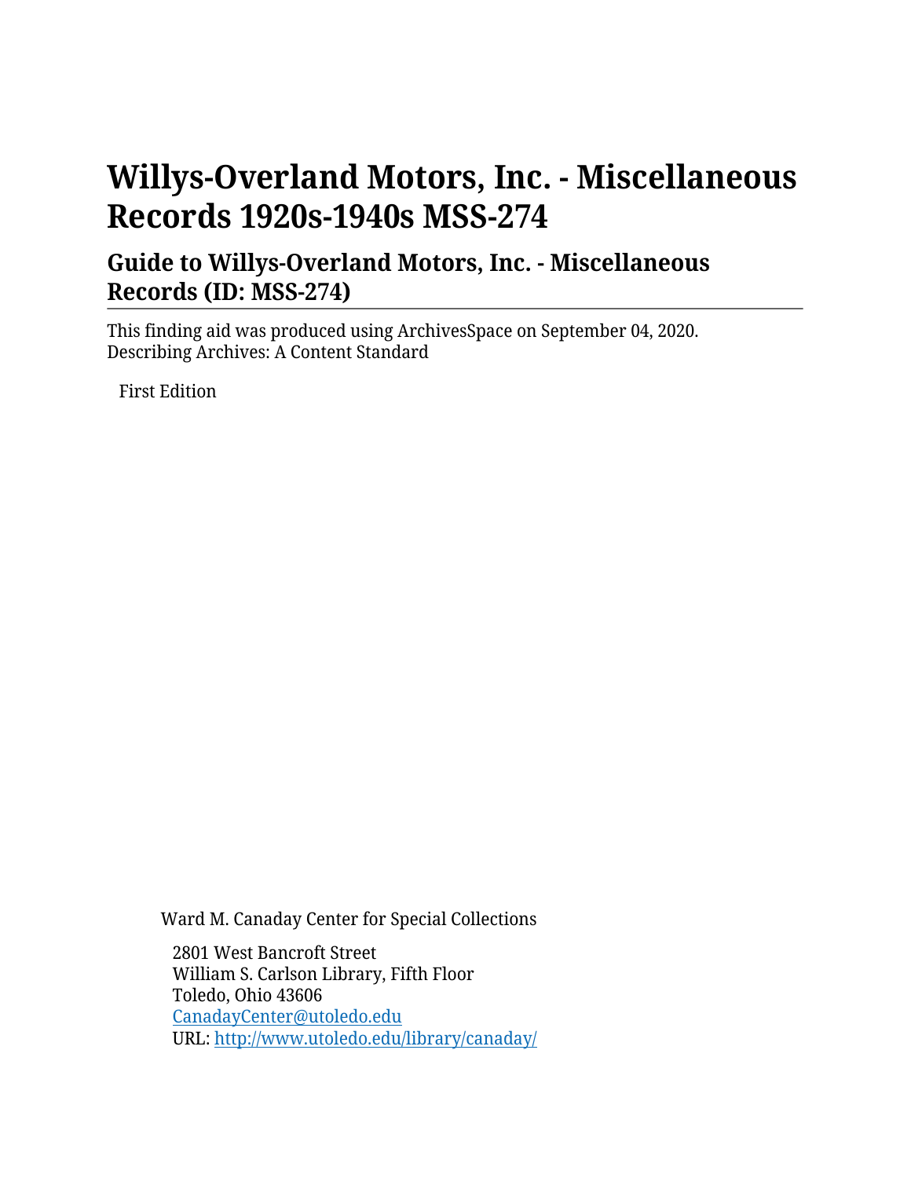# Willys-Overland Motors, Inc. - Miscellaneous Records 1920s-1940s MSS-274

## Guide to Willys-Overland Motors, Inc. - Miscellaneous Records (ID: MSS-274)

This finding aid was produced using ArchivesSpace on September 04, 2020.
Describing Archives: A Content Standard

First Edition

Ward M. Canaday Center for Special Collections

2801 West Bancroft Street
William S. Carlson Library, Fifth Floor
Toledo, Ohio 43606
CanadayCenter@utoledo.edu
URL: http://www.utoledo.edu/library/canaday/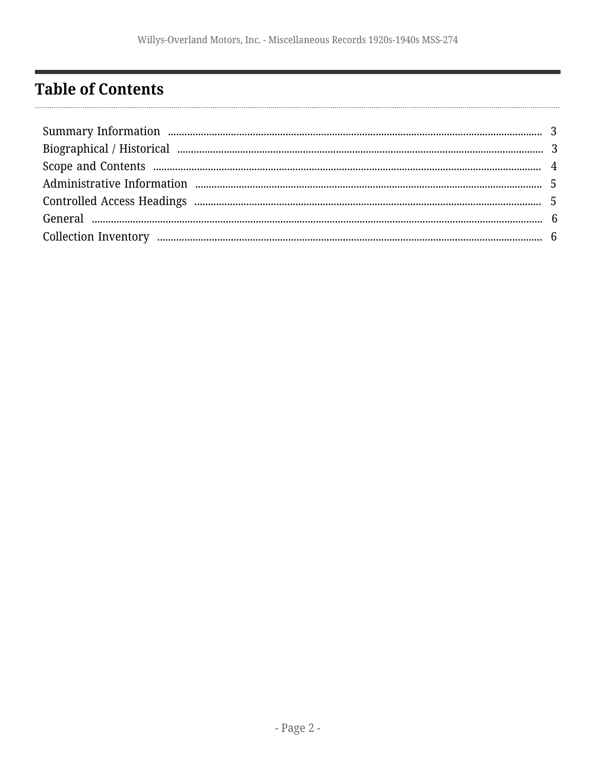## Table of Contents

- Summary Information ... 3
- Biographical / Historical ... 3
- Scope and Contents ... 4
- Administrative Information ... 5
- Controlled Access Headings ... 5
- General ... 6
- Collection Inventory ... 6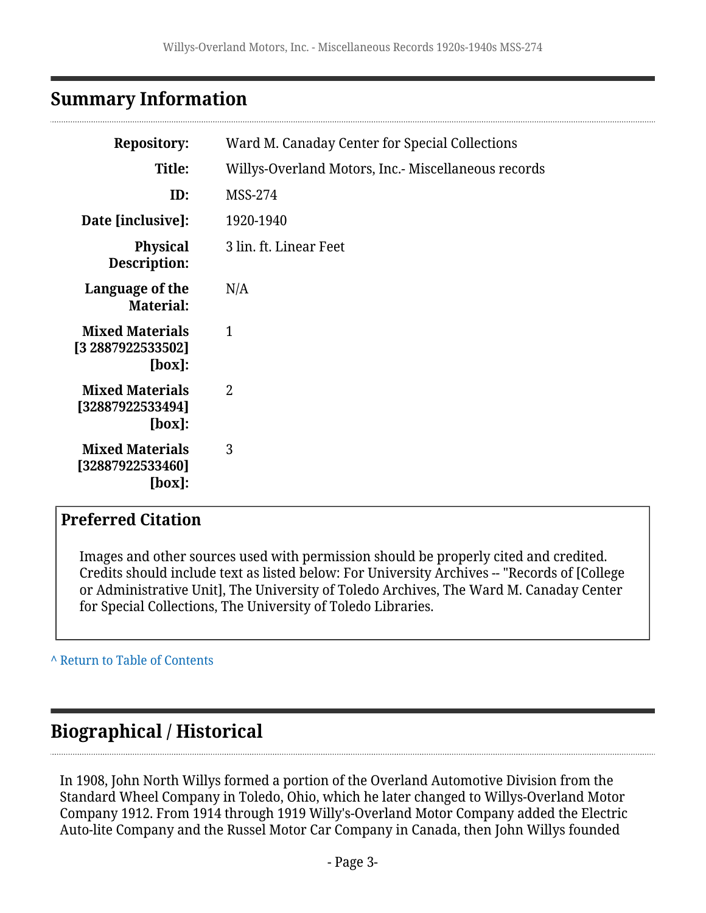## Summary Information

| | |
|---|---|
| **Repository:** | Ward M. Canaday Center for Special Collections |
| **Title:** | Willys-Overland Motors, Inc.- Miscellaneous records |
| **ID:** | MSS-274 |
| **Date [inclusive]:** | 1920-1940 |
| **Physical Description:** | 3 lin. ft. Linear Feet |
| **Language of the Material:** | N/A |
| **Mixed Materials [3 2887922533502] [box]:** | 1 |
| **Mixed Materials [32887922533494] [box]:** | 2 |
| **Mixed Materials [32887922533460] [box]:** | 3 |

### Preferred Citation

Images and other sources used with permission should be properly cited and credited. Credits should include text as listed below: For University Archives -- "Records of [College or Administrative Unit], The University of Toledo Archives, The Ward M. Canaday Center for Special Collections, The University of Toledo Libraries.

^ Return to Table of Contents

## Biographical / Historical

In 1908, John North Willys formed a portion of the Overland Automotive Division from the Standard Wheel Company in Toledo, Ohio, which he later changed to Willys-Overland Motor Company 1912. From 1914 through 1919 Willy's-Overland Motor Company added the Electric Auto-lite Company and the Russel Motor Car Company in Canada, then John Willys founded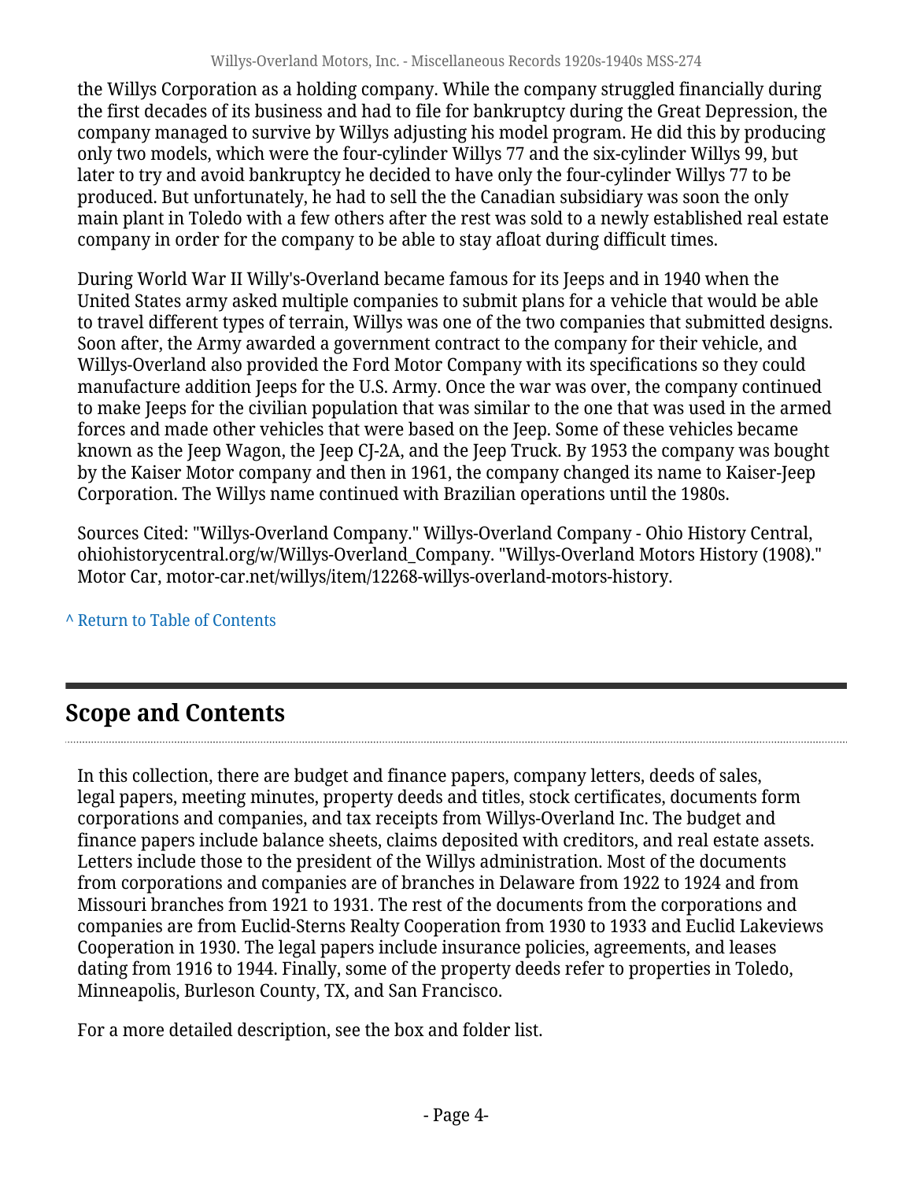the Willys Corporation as a holding company. While the company struggled financially during the first decades of its business and had to file for bankruptcy during the Great Depression, the company managed to survive by Willys adjusting his model program. He did this by producing only two models, which were the four-cylinder Willys 77 and the six-cylinder Willys 99, but later to try and avoid bankruptcy he decided to have only the four-cylinder Willys 77 to be produced. But unfortunately, he had to sell the the Canadian subsidiary was soon the only main plant in Toledo with a few others after the rest was sold to a newly established real estate company in order for the company to be able to stay afloat during difficult times.

During World War II Willy's-Overland became famous for its Jeeps and in 1940 when the United States army asked multiple companies to submit plans for a vehicle that would be able to travel different types of terrain, Willys was one of the two companies that submitted designs. Soon after, the Army awarded a government contract to the company for their vehicle, and Willys-Overland also provided the Ford Motor Company with its specifications so they could manufacture addition Jeeps for the U.S. Army. Once the war was over, the company continued to make Jeeps for the civilian population that was similar to the one that was used in the armed forces and made other vehicles that were based on the Jeep. Some of these vehicles became known as the Jeep Wagon, the Jeep CJ-2A, and the Jeep Truck. By 1953 the company was bought by the Kaiser Motor company and then in 1961, the company changed its name to Kaiser-Jeep Corporation. The Willys name continued with Brazilian operations until the 1980s.

Sources Cited: "Willys-Overland Company." Willys-Overland Company - Ohio History Central, ohiohistorycentral.org/w/Willys-Overland_Company. "Willys-Overland Motors History (1908)." Motor Car, motor-car.net/willys/item/12268-willys-overland-motors-history.

^ Return to Table of Contents

## Scope and Contents

In this collection, there are budget and finance papers, company letters, deeds of sales, legal papers, meeting minutes, property deeds and titles, stock certificates, documents form corporations and companies, and tax receipts from Willys-Overland Inc. The budget and finance papers include balance sheets, claims deposited with creditors, and real estate assets. Letters include those to the president of the Willys administration. Most of the documents from corporations and companies are of branches in Delaware from 1922 to 1924 and from Missouri branches from 1921 to 1931. The rest of the documents from the corporations and companies are from Euclid-Sterns Realty Cooperation from 1930 to 1933 and Euclid Lakeviews Cooperation in 1930. The legal papers include insurance policies, agreements, and leases dating from 1916 to 1944. Finally, some of the property deeds refer to properties in Toledo, Minneapolis, Burleson County, TX, and San Francisco.

For a more detailed description, see the box and folder list.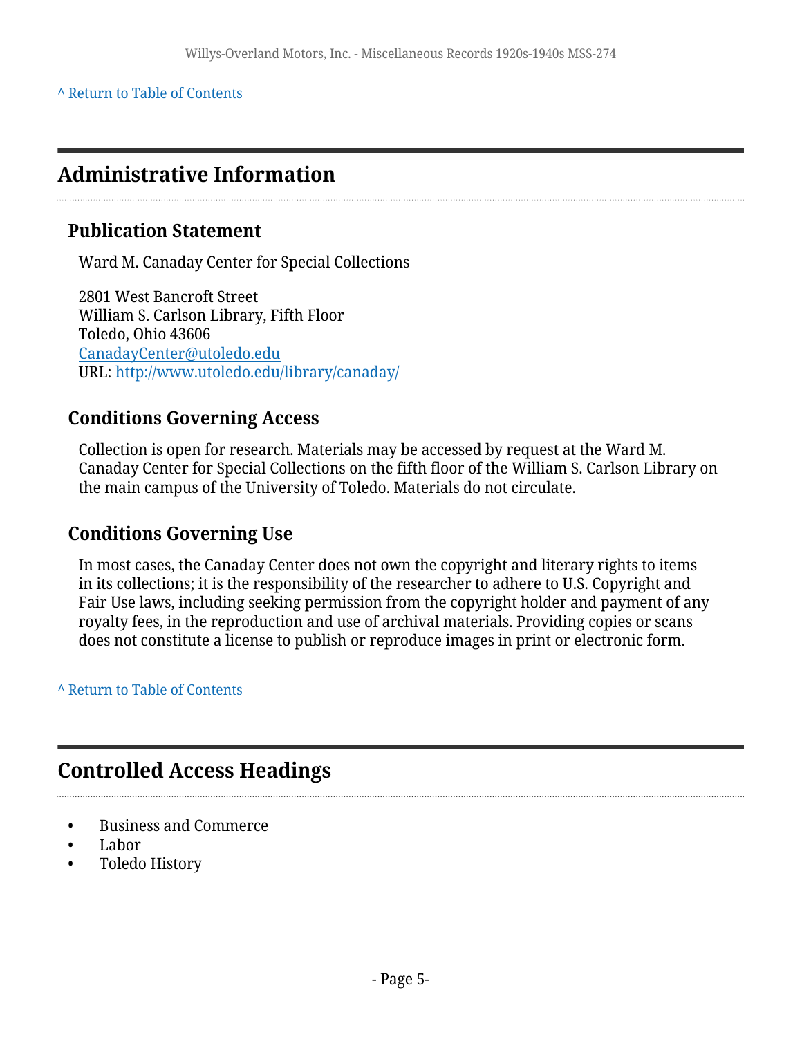[^ Return to Table of Contents](#)

## Administrative Information

### Publication Statement

Ward M. Canaday Center for Special Collections

2801 West Bancroft Street
William S. Carlson Library, Fifth Floor
Toledo, Ohio 43606
[CanadayCenter@utoledo.edu](mailto:CanadayCenter@utoledo.edu)
URL: [http://www.utoledo.edu/library/canaday/](http://www.utoledo.edu/library/canaday/)

### Conditions Governing Access

Collection is open for research. Materials may be accessed by request at the Ward M. Canaday Center for Special Collections on the fifth floor of the William S. Carlson Library on the main campus of the University of Toledo. Materials do not circulate.

### Conditions Governing Use

In most cases, the Canaday Center does not own the copyright and literary rights to items in its collections; it is the responsibility of the researcher to adhere to U.S. Copyright and Fair Use laws, including seeking permission from the copyright holder and payment of any royalty fees, in the reproduction and use of archival materials. Providing copies or scans does not constitute a license to publish or reproduce images in print or electronic form.

[^ Return to Table of Contents](#)

## Controlled Access Headings

- Business and Commerce
- Labor
- Toledo History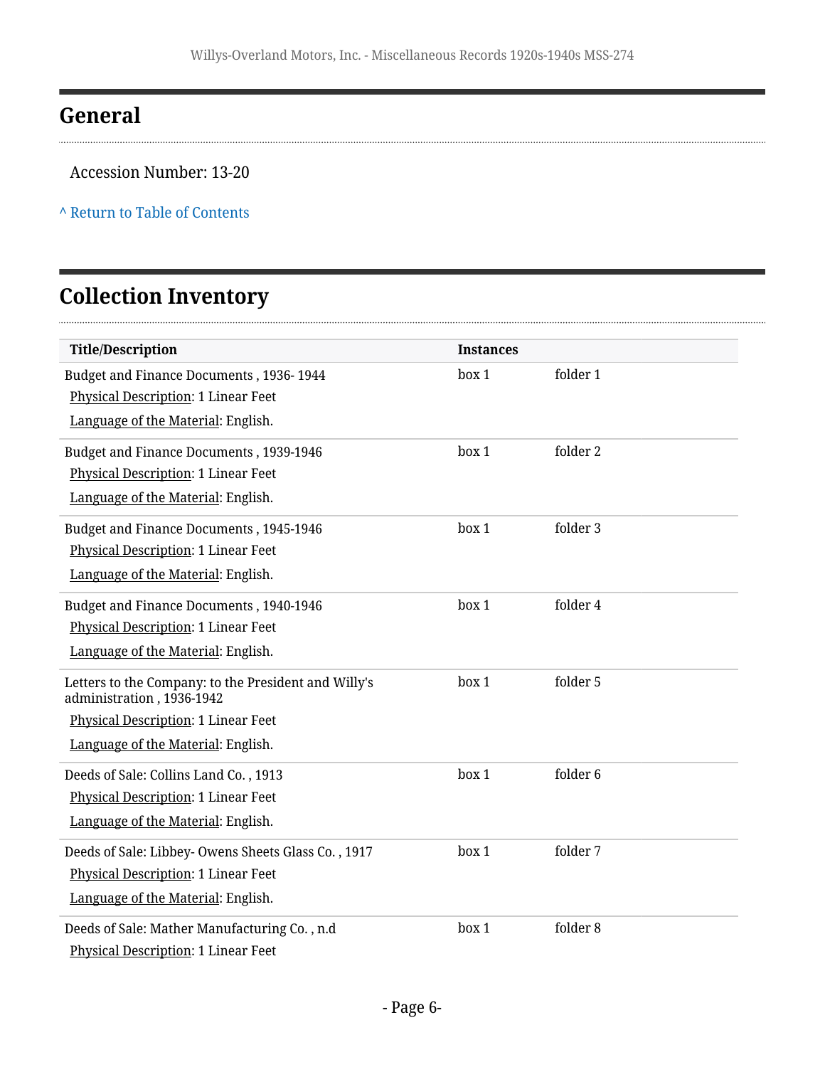## General

Accession Number: 13-20

^ Return to Table of Contents

## Collection Inventory

| Title/Description | Instances | |
|---|---|---|
| Budget and Finance Documents , 1936- 1944<br>Physical Description: 1 Linear Feet<br>Language of the Material: English. | box 1 | folder 1 |
| Budget and Finance Documents , 1939-1946<br>Physical Description: 1 Linear Feet<br>Language of the Material: English. | box 1 | folder 2 |
| Budget and Finance Documents , 1945-1946<br>Physical Description: 1 Linear Feet<br>Language of the Material: English. | box 1 | folder 3 |
| Budget and Finance Documents , 1940-1946<br>Physical Description: 1 Linear Feet<br>Language of the Material: English. | box 1 | folder 4 |
| Letters to the Company: to the President and Willy's administration , 1936-1942<br>Physical Description: 1 Linear Feet<br>Language of the Material: English. | box 1 | folder 5 |
| Deeds of Sale: Collins Land Co. , 1913<br>Physical Description: 1 Linear Feet<br>Language of the Material: English. | box 1 | folder 6 |
| Deeds of Sale: Libbey- Owens Sheets Glass Co. , 1917<br>Physical Description: 1 Linear Feet<br>Language of the Material: English. | box 1 | folder 7 |
| Deeds of Sale: Mather Manufacturing Co. , n.d<br>Physical Description: 1 Linear Feet | box 1 | folder 8 |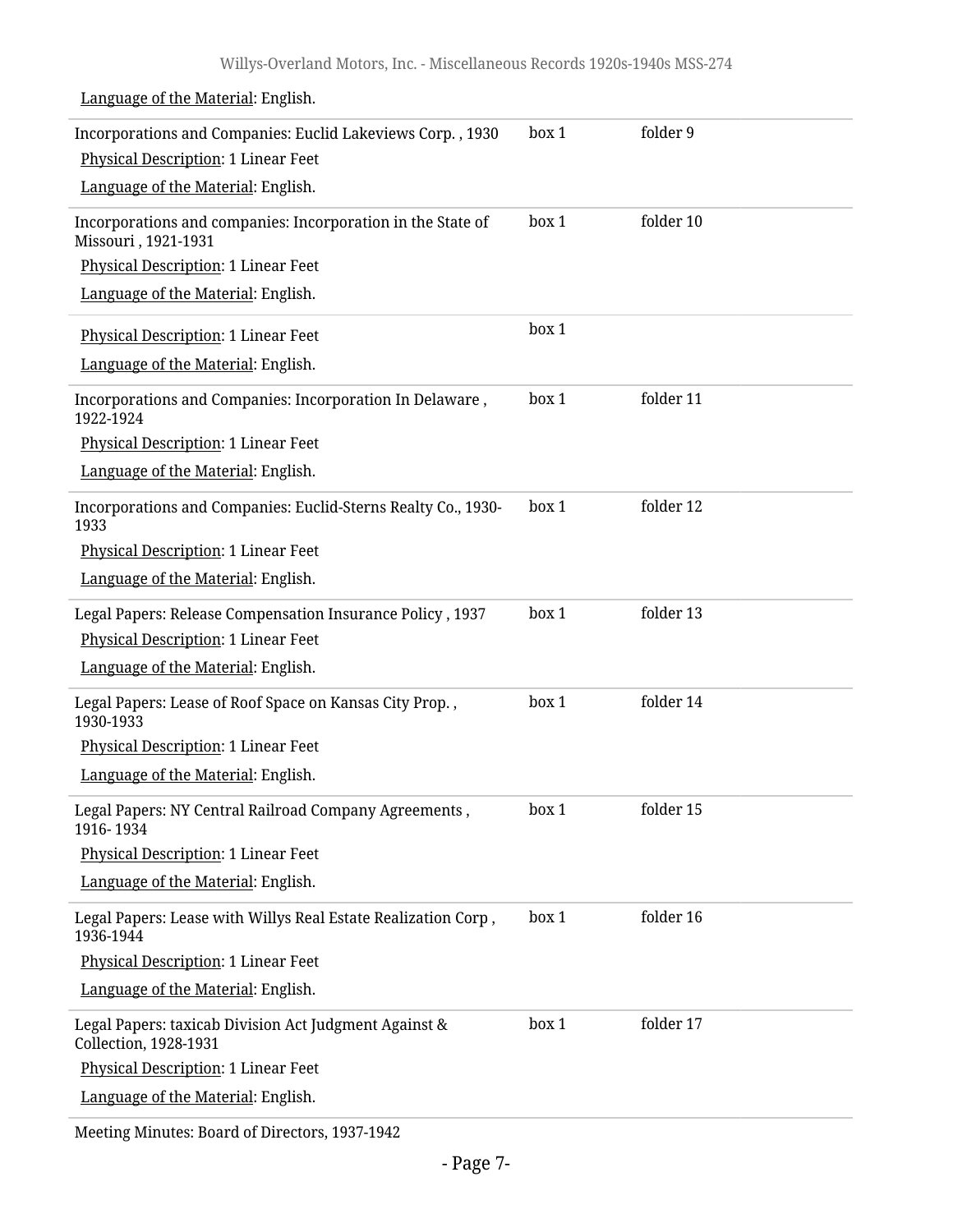Language of the Material: English.

| | | |
|---|---|---|
| Incorporations and Companies: Euclid Lakeviews Corp. , 1930<br>Physical Description: 1 Linear Feet<br>Language of the Material: English. | box 1 | folder 9 |
| Incorporations and companies: Incorporation in the State of Missouri , 1921-1931<br>Physical Description: 1 Linear Feet<br>Language of the Material: English. | box 1 | folder 10 |
| Physical Description: 1 Linear Feet<br>Language of the Material: English. | box 1 | |
| Incorporations and Companies: Incorporation In Delaware , 1922-1924<br>Physical Description: 1 Linear Feet<br>Language of the Material: English. | box 1 | folder 11 |
| Incorporations and Companies: Euclid-Sterns Realty Co., 1930-1933<br>Physical Description: 1 Linear Feet<br>Language of the Material: English. | box 1 | folder 12 |
| Legal Papers: Release Compensation Insurance Policy , 1937<br>Physical Description: 1 Linear Feet<br>Language of the Material: English. | box 1 | folder 13 |
| Legal Papers: Lease of Roof Space on Kansas City Prop. , 1930-1933<br>Physical Description: 1 Linear Feet<br>Language of the Material: English. | box 1 | folder 14 |
| Legal Papers: NY Central Railroad Company Agreements , 1916- 1934<br>Physical Description: 1 Linear Feet<br>Language of the Material: English. | box 1 | folder 15 |
| Legal Papers: Lease with Willys Real Estate Realization Corp , 1936-1944<br>Physical Description: 1 Linear Feet<br>Language of the Material: English. | box 1 | folder 16 |
| Legal Papers: taxicab Division Act Judgment Against & Collection, 1928-1931<br>Physical Description: 1 Linear Feet<br>Language of the Material: English. | box 1 | folder 17 |

Meeting Minutes: Board of Directors, 1937-1942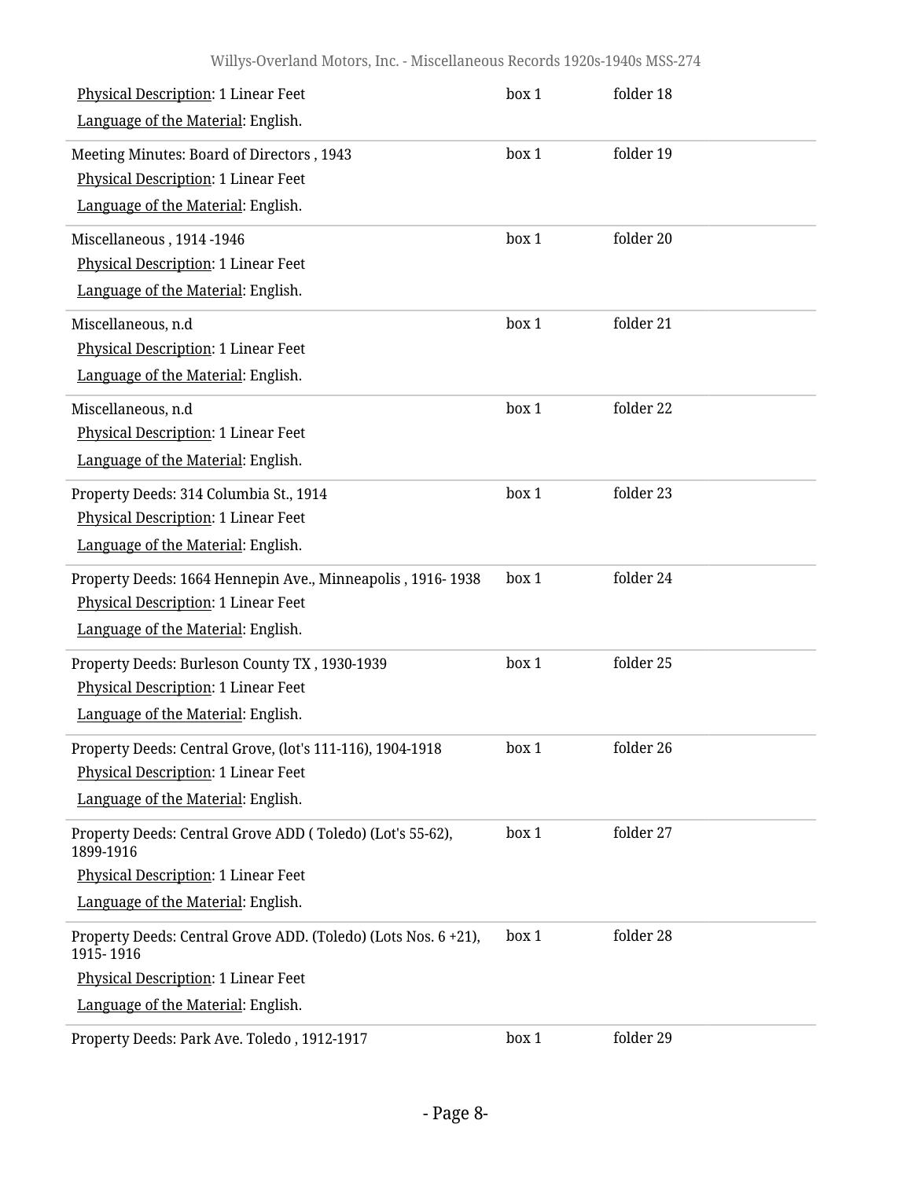Physical Description: 1 Linear Feet | box 1 | folder 18

Language of the Material: English.

---

Meeting Minutes: Board of Directors , 1943 | box 1 | folder 19

Physical Description: 1 Linear Feet

Language of the Material: English.

---

Miscellaneous , 1914 -1946 | box 1 | folder 20

Physical Description: 1 Linear Feet

Language of the Material: English.

---

Miscellaneous, n.d | box 1 | folder 21

Physical Description: 1 Linear Feet

Language of the Material: English.

---

Miscellaneous, n.d | box 1 | folder 22

Physical Description: 1 Linear Feet

Language of the Material: English.

---

Property Deeds: 314 Columbia St., 1914 | box 1 | folder 23

Physical Description: 1 Linear Feet

Language of the Material: English.

---

Property Deeds: 1664 Hennepin Ave., Minneapolis , 1916- 1938 | box 1 | folder 24

Physical Description: 1 Linear Feet

Language of the Material: English.

---

Property Deeds: Burleson County TX , 1930-1939 | box 1 | folder 25

Physical Description: 1 Linear Feet

Language of the Material: English.

---

Property Deeds: Central Grove, (lot's 111-116), 1904-1918 | box 1 | folder 26

Physical Description: 1 Linear Feet

Language of the Material: English.

---

Property Deeds: Central Grove ADD ( Toledo) (Lot's 55-62), 1899-1916 | box 1 | folder 27

Physical Description: 1 Linear Feet

Language of the Material: English.

---

Property Deeds: Central Grove ADD. (Toledo) (Lots Nos. 6 +21), 1915- 1916 | box 1 | folder 28

Physical Description: 1 Linear Feet

Language of the Material: English.

---

Property Deeds: Park Ave. Toledo , 1912-1917 | box 1 | folder 29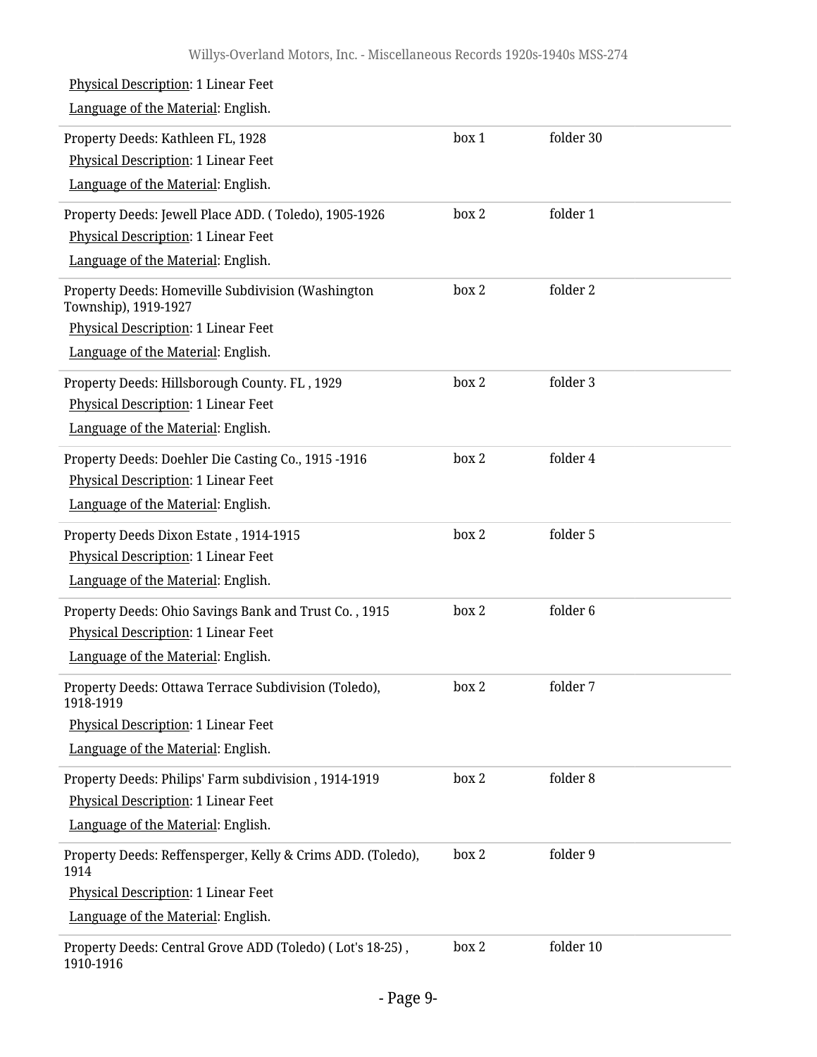Physical Description: 1 Linear Feet

Language of the Material: English.

| | | |
|---|---|---|
| Property Deeds: Kathleen FL, 1928<br>Physical Description: 1 Linear Feet<br>Language of the Material: English. | box 1 | folder 30 |
| Property Deeds: Jewell Place ADD. ( Toledo), 1905-1926<br>Physical Description: 1 Linear Feet<br>Language of the Material: English. | box 2 | folder 1 |
| Property Deeds: Homeville Subdivision (Washington Township), 1919-1927<br>Physical Description: 1 Linear Feet<br>Language of the Material: English. | box 2 | folder 2 |
| Property Deeds: Hillsborough County. FL , 1929<br>Physical Description: 1 Linear Feet<br>Language of the Material: English. | box 2 | folder 3 |
| Property Deeds: Doehler Die Casting Co., 1915 -1916<br>Physical Description: 1 Linear Feet<br>Language of the Material: English. | box 2 | folder 4 |
| Property Deeds Dixon Estate , 1914-1915<br>Physical Description: 1 Linear Feet<br>Language of the Material: English. | box 2 | folder 5 |
| Property Deeds: Ohio Savings Bank and Trust Co. , 1915<br>Physical Description: 1 Linear Feet<br>Language of the Material: English. | box 2 | folder 6 |
| Property Deeds: Ottawa Terrace Subdivision (Toledo), 1918-1919<br>Physical Description: 1 Linear Feet<br>Language of the Material: English. | box 2 | folder 7 |
| Property Deeds: Philips' Farm subdivision , 1914-1919<br>Physical Description: 1 Linear Feet<br>Language of the Material: English. | box 2 | folder 8 |
| Property Deeds: Reffensperger, Kelly & Crims ADD. (Toledo), 1914<br>Physical Description: 1 Linear Feet<br>Language of the Material: English. | box 2 | folder 9 |
| Property Deeds: Central Grove ADD (Toledo) ( Lot's 18-25) , 1910-1916 | box 2 | folder 10 |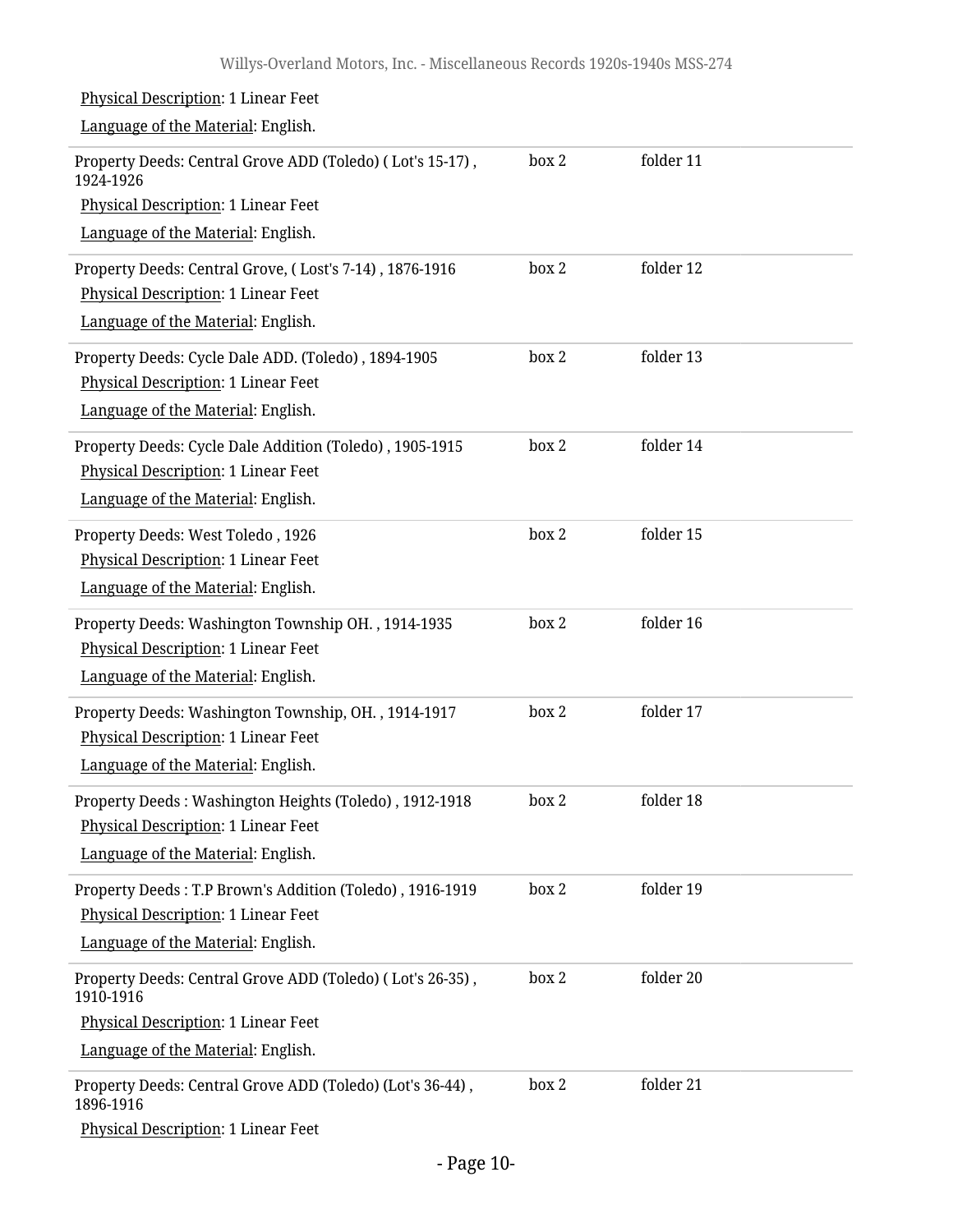Physical Description: 1 Linear Feet

Language of the Material: English.

| | | |
|---|---|---|
| Property Deeds: Central Grove ADD (Toledo) ( Lot's 15-17) , 1924-1926<br>Physical Description: 1 Linear Feet<br>Language of the Material: English. | box 2 | folder 11 |
| Property Deeds: Central Grove, ( Lost's 7-14) , 1876-1916<br>Physical Description: 1 Linear Feet<br>Language of the Material: English. | box 2 | folder 12 |
| Property Deeds: Cycle Dale ADD. (Toledo) , 1894-1905<br>Physical Description: 1 Linear Feet<br>Language of the Material: English. | box 2 | folder 13 |
| Property Deeds: Cycle Dale Addition (Toledo) , 1905-1915<br>Physical Description: 1 Linear Feet<br>Language of the Material: English. | box 2 | folder 14 |
| Property Deeds: West Toledo , 1926<br>Physical Description: 1 Linear Feet<br>Language of the Material: English. | box 2 | folder 15 |
| Property Deeds: Washington Township OH. , 1914-1935<br>Physical Description: 1 Linear Feet<br>Language of the Material: English. | box 2 | folder 16 |
| Property Deeds: Washington Township, OH. , 1914-1917<br>Physical Description: 1 Linear Feet<br>Language of the Material: English. | box 2 | folder 17 |
| Property Deeds : Washington Heights (Toledo) , 1912-1918<br>Physical Description: 1 Linear Feet<br>Language of the Material: English. | box 2 | folder 18 |
| Property Deeds : T.P Brown's Addition (Toledo) , 1916-1919<br>Physical Description: 1 Linear Feet<br>Language of the Material: English. | box 2 | folder 19 |
| Property Deeds: Central Grove ADD (Toledo) ( Lot's 26-35) , 1910-1916<br>Physical Description: 1 Linear Feet<br>Language of the Material: English. | box 2 | folder 20 |
| Property Deeds: Central Grove ADD (Toledo) (Lot's 36-44) , 1896-1916<br>Physical Description: 1 Linear Feet | box 2 | folder 21 |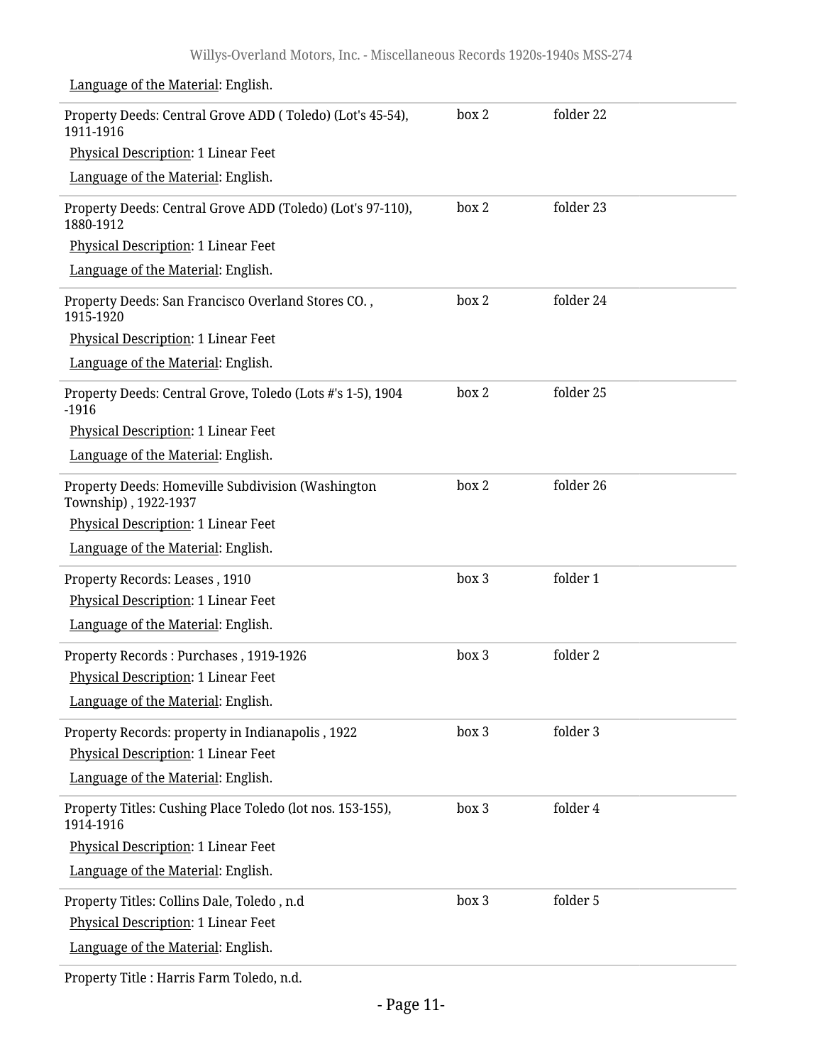Language of the Material: English.

| | | |
|---|---|---|
| Property Deeds: Central Grove ADD ( Toledo) (Lot's 45-54), 1911-1916<br>Physical Description: 1 Linear Feet<br>Language of the Material: English. | box 2 | folder 22 |
| Property Deeds: Central Grove ADD (Toledo) (Lot's 97-110), 1880-1912<br>Physical Description: 1 Linear Feet<br>Language of the Material: English. | box 2 | folder 23 |
| Property Deeds: San Francisco Overland Stores CO. , 1915-1920<br>Physical Description: 1 Linear Feet<br>Language of the Material: English. | box 2 | folder 24 |
| Property Deeds: Central Grove, Toledo (Lots #'s 1-5), 1904 -1916<br>Physical Description: 1 Linear Feet<br>Language of the Material: English. | box 2 | folder 25 |
| Property Deeds: Homeville Subdivision (Washington Township) , 1922-1937<br>Physical Description: 1 Linear Feet<br>Language of the Material: English. | box 2 | folder 26 |
| Property Records: Leases , 1910<br>Physical Description: 1 Linear Feet<br>Language of the Material: English. | box 3 | folder 1 |
| Property Records : Purchases , 1919-1926<br>Physical Description: 1 Linear Feet<br>Language of the Material: English. | box 3 | folder 2 |
| Property Records: property in Indianapolis , 1922<br>Physical Description: 1 Linear Feet<br>Language of the Material: English. | box 3 | folder 3 |
| Property Titles: Cushing Place Toledo (lot nos. 153-155), 1914-1916<br>Physical Description: 1 Linear Feet<br>Language of the Material: English. | box 3 | folder 4 |
| Property Titles: Collins Dale, Toledo , n.d<br>Physical Description: 1 Linear Feet<br>Language of the Material: English. | box 3 | folder 5 |

Property Title : Harris Farm Toledo, n.d.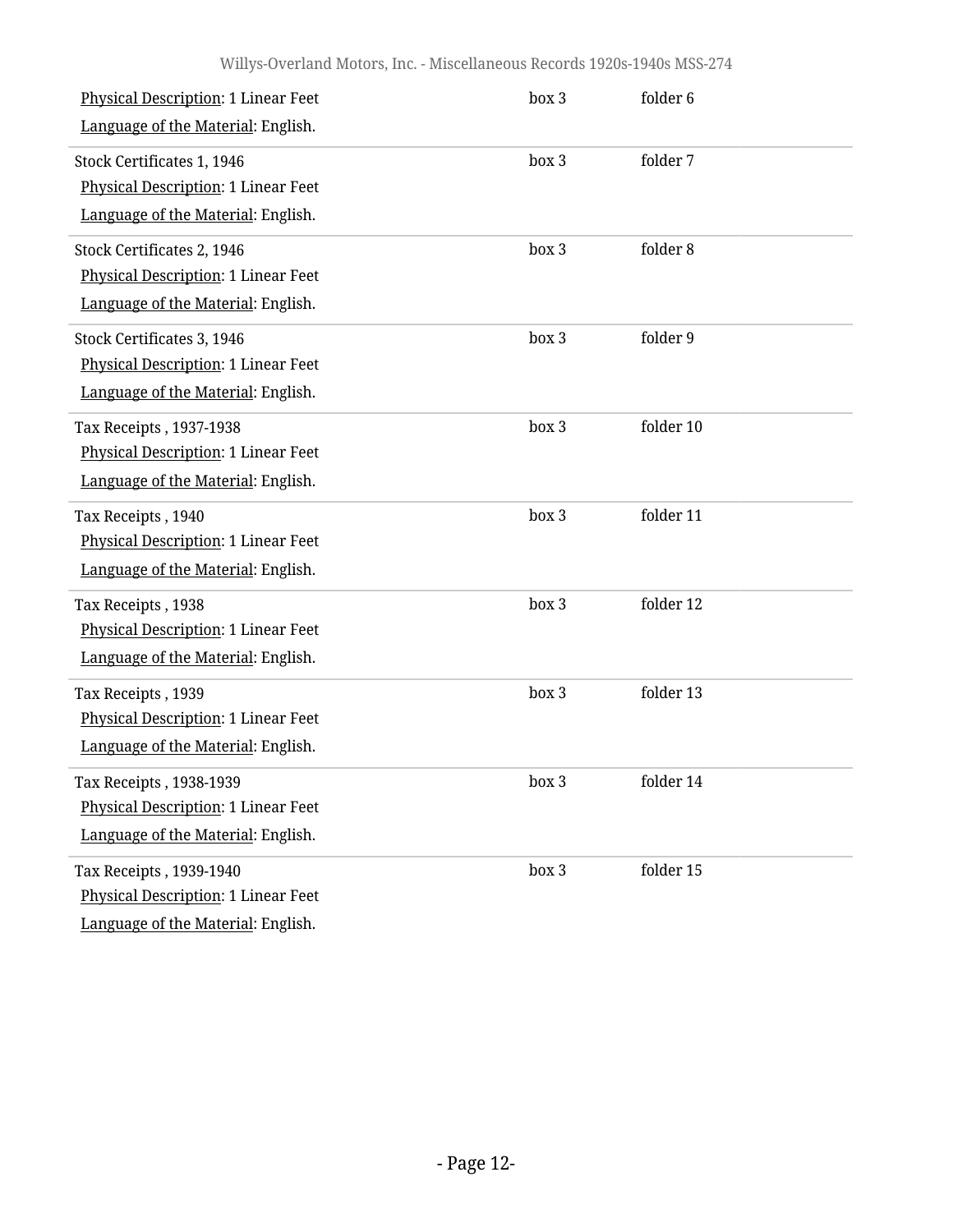| | | |
|---|---|---|
| Physical Description: 1 Linear Feet<br>Language of the Material: English. | box 3 | folder 6 |
| Stock Certificates 1, 1946<br>Physical Description: 1 Linear Feet<br>Language of the Material: English. | box 3 | folder 7 |
| Stock Certificates 2, 1946<br>Physical Description: 1 Linear Feet<br>Language of the Material: English. | box 3 | folder 8 |
| Stock Certificates 3, 1946<br>Physical Description: 1 Linear Feet<br>Language of the Material: English. | box 3 | folder 9 |
| Tax Receipts , 1937-1938<br>Physical Description: 1 Linear Feet<br>Language of the Material: English. | box 3 | folder 10 |
| Tax Receipts , 1940<br>Physical Description: 1 Linear Feet<br>Language of the Material: English. | box 3 | folder 11 |
| Tax Receipts , 1938<br>Physical Description: 1 Linear Feet<br>Language of the Material: English. | box 3 | folder 12 |
| Tax Receipts , 1939<br>Physical Description: 1 Linear Feet<br>Language of the Material: English. | box 3 | folder 13 |
| Tax Receipts , 1938-1939<br>Physical Description: 1 Linear Feet<br>Language of the Material: English. | box 3 | folder 14 |
| Tax Receipts , 1939-1940<br>Physical Description: 1 Linear Feet<br>Language of the Material: English. | box 3 | folder 15 |